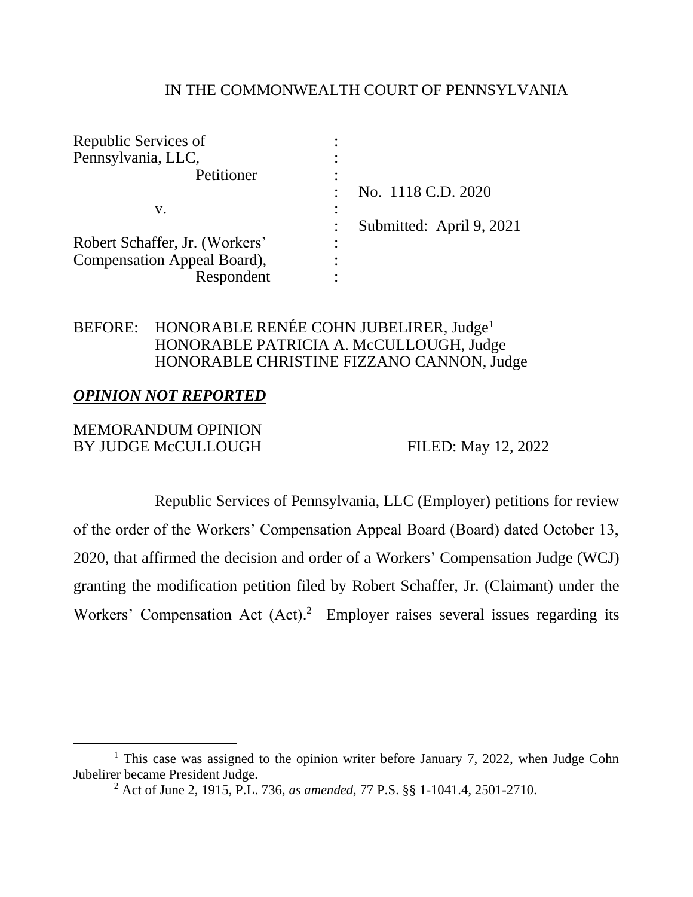IN THE COMMONWEALTH COURT OF PENNSYLVANIA

| | | |
|---|---|---|
| Republic Services of Pennsylvania, LLC, Petitioner | : | No. 1118 C.D. 2020 |
| v. | : | Submitted: April 9, 2021 |
| Robert Schaffer, Jr. (Workers' Compensation Appeal Board), Respondent | : | |

BEFORE: HONORABLE RENÉE COHN JUBELIRER, Judge[1]
HONORABLE PATRICIA A. McCULLOUGH, Judge
HONORABLE CHRISTINE FIZZANO CANNON, Judge

***OPINION NOT REPORTED***

MEMORANDUM OPINION
BY JUDGE McCULLOUGH FILED: May 12, 2022

Republic Services of Pennsylvania, LLC (Employer) petitions for review of the order of the Workers' Compensation Appeal Board (Board) dated October 13, 2020, that affirmed the decision and order of a Workers' Compensation Judge (WCJ) granting the modification petition filed by Robert Schaffer, Jr. (Claimant) under the Workers' Compensation Act (Act).[2] Employer raises several issues regarding its

---

[1] This case was assigned to the opinion writer before January 7, 2022, when Judge Cohn Jubelirer became President Judge.

[2] Act of June 2, 1915, P.L. 736, *as amended*, 77 P.S. §§ 1-1041.4, 2501-2710.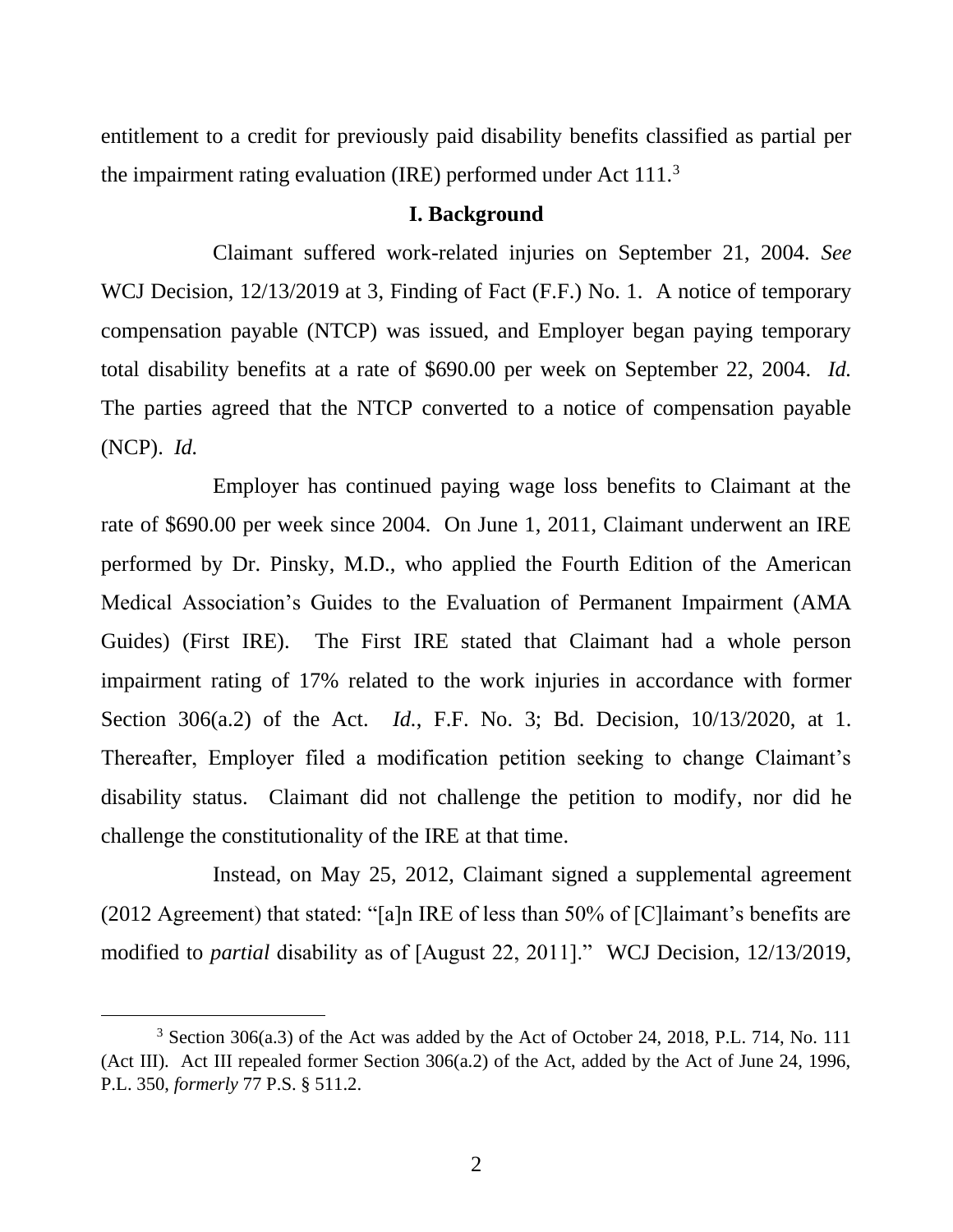entitlement to a credit for previously paid disability benefits classified as partial per the impairment rating evaluation (IRE) performed under Act 111.[3]

## I. Background

Claimant suffered work-related injuries on September 21, 2004. *See* WCJ Decision, 12/13/2019 at 3, Finding of Fact (F.F.) No. 1. A notice of temporary compensation payable (NTCP) was issued, and Employer began paying temporary total disability benefits at a rate of $690.00 per week on September 22, 2004. *Id.* The parties agreed that the NTCP converted to a notice of compensation payable (NCP). *Id.*

Employer has continued paying wage loss benefits to Claimant at the rate of $690.00 per week since 2004. On June 1, 2011, Claimant underwent an IRE performed by Dr. Pinsky, M.D., who applied the Fourth Edition of the American Medical Association's Guides to the Evaluation of Permanent Impairment (AMA Guides) (First IRE). The First IRE stated that Claimant had a whole person impairment rating of 17% related to the work injuries in accordance with former Section 306(a.2) of the Act. *Id.*, F.F. No. 3; Bd. Decision, 10/13/2020, at 1. Thereafter, Employer filed a modification petition seeking to change Claimant's disability status. Claimant did not challenge the petition to modify, nor did he challenge the constitutionality of the IRE at that time.

Instead, on May 25, 2012, Claimant signed a supplemental agreement (2012 Agreement) that stated: "[a]n IRE of less than 50% of [C]laimant's benefits are modified to *partial* disability as of [August 22, 2011]." WCJ Decision, 12/13/2019,

---

[3] Section 306(a.3) of the Act was added by the Act of October 24, 2018, P.L. 714, No. 111 (Act III). Act III repealed former Section 306(a.2) of the Act, added by the Act of June 24, 1996, P.L. 350, *formerly* 77 P.S. § 511.2.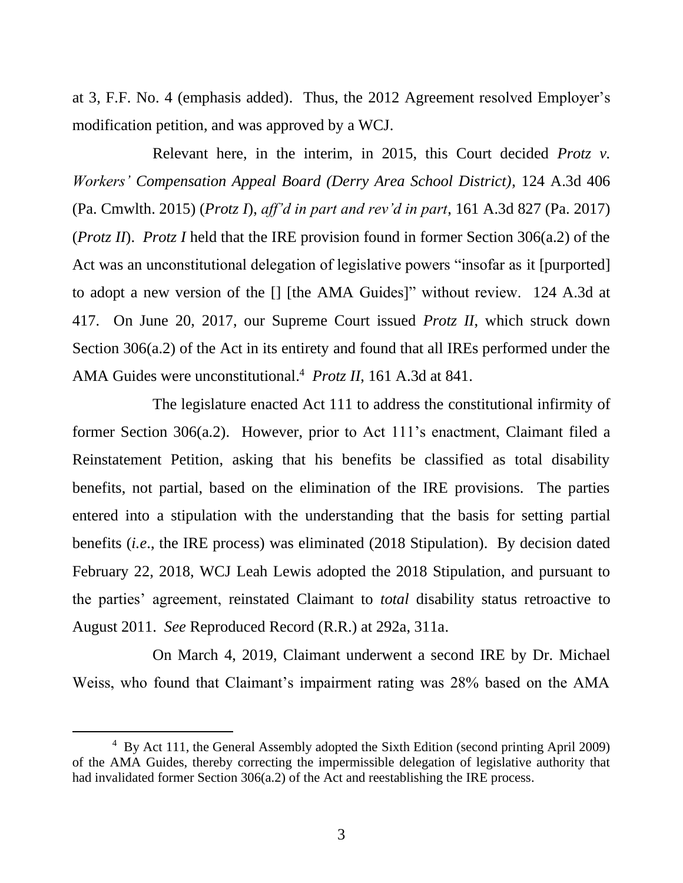at 3, F.F. No. 4 (emphasis added). Thus, the 2012 Agreement resolved Employer's modification petition, and was approved by a WCJ.

Relevant here, in the interim, in 2015, this Court decided *Protz v. Workers' Compensation Appeal Board (Derry Area School District)*, 124 A.3d 406 (Pa. Cmwlth. 2015) (*Protz I*), *aff'd in part and rev'd in part*, 161 A.3d 827 (Pa. 2017) (*Protz II*). *Protz I* held that the IRE provision found in former Section 306(a.2) of the Act was an unconstitutional delegation of legislative powers "insofar as it [purported] to adopt a new version of the [] [the AMA Guides]" without review. 124 A.3d at 417. On June 20, 2017, our Supreme Court issued *Protz II*, which struck down Section 306(a.2) of the Act in its entirety and found that all IREs performed under the AMA Guides were unconstitutional.[4] *Protz II*, 161 A.3d at 841.

The legislature enacted Act 111 to address the constitutional infirmity of former Section 306(a.2). However, prior to Act 111's enactment, Claimant filed a Reinstatement Petition, asking that his benefits be classified as total disability benefits, not partial, based on the elimination of the IRE provisions. The parties entered into a stipulation with the understanding that the basis for setting partial benefits (*i.e.*, the IRE process) was eliminated (2018 Stipulation). By decision dated February 22, 2018, WCJ Leah Lewis adopted the 2018 Stipulation, and pursuant to the parties' agreement, reinstated Claimant to *total* disability status retroactive to August 2011. *See* Reproduced Record (R.R.) at 292a, 311a.

On March 4, 2019, Claimant underwent a second IRE by Dr. Michael Weiss, who found that Claimant's impairment rating was 28% based on the AMA

[4] By Act 111, the General Assembly adopted the Sixth Edition (second printing April 2009) of the AMA Guides, thereby correcting the impermissible delegation of legislative authority that had invalidated former Section 306(a.2) of the Act and reestablishing the IRE process.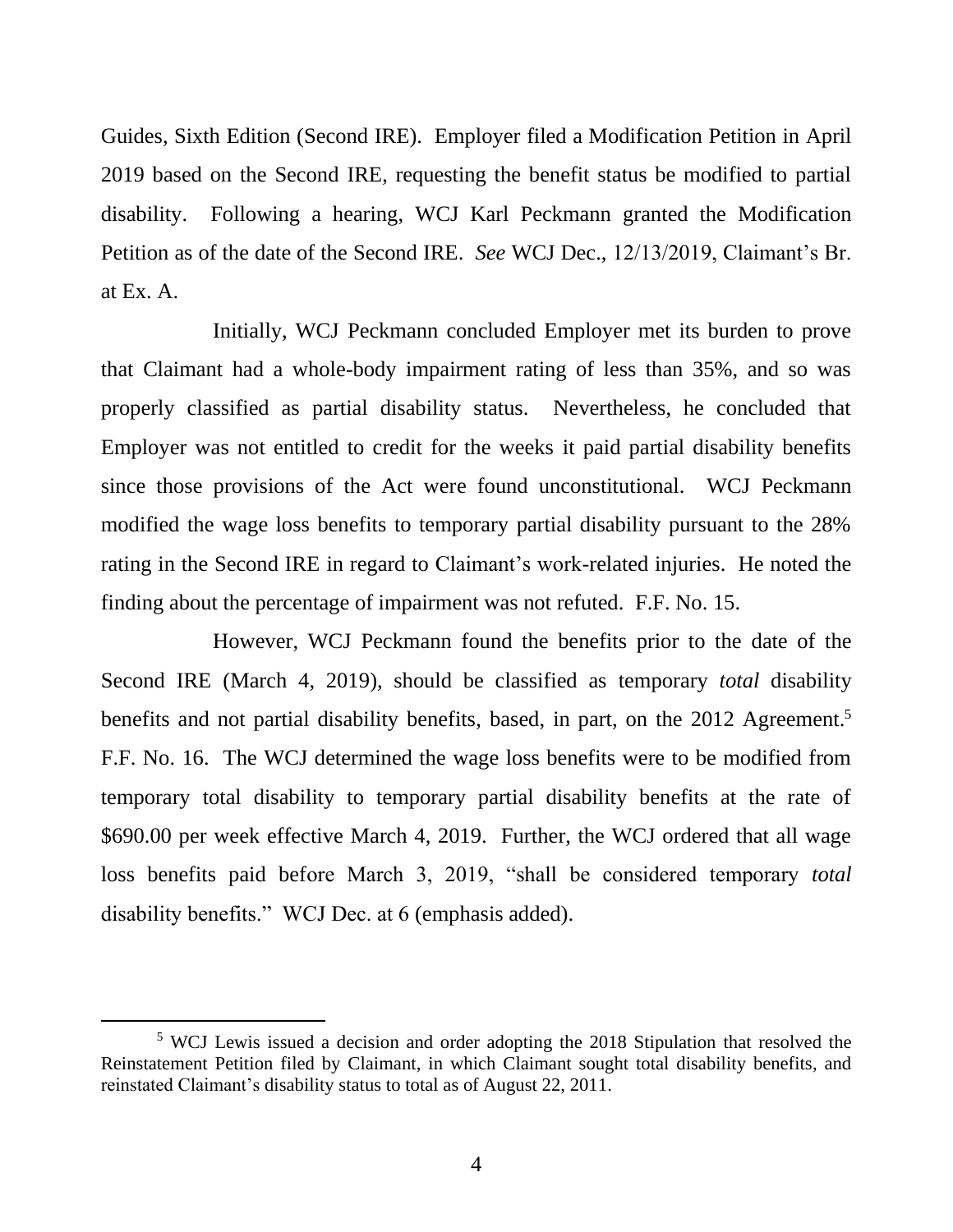Guides, Sixth Edition (Second IRE). Employer filed a Modification Petition in April 2019 based on the Second IRE, requesting the benefit status be modified to partial disability. Following a hearing, WCJ Karl Peckmann granted the Modification Petition as of the date of the Second IRE. *See* WCJ Dec., 12/13/2019, Claimant's Br. at Ex. A.

Initially, WCJ Peckmann concluded Employer met its burden to prove that Claimant had a whole-body impairment rating of less than 35%, and so was properly classified as partial disability status. Nevertheless, he concluded that Employer was not entitled to credit for the weeks it paid partial disability benefits since those provisions of the Act were found unconstitutional. WCJ Peckmann modified the wage loss benefits to temporary partial disability pursuant to the 28% rating in the Second IRE in regard to Claimant's work-related injuries. He noted the finding about the percentage of impairment was not refuted. F.F. No. 15.

However, WCJ Peckmann found the benefits prior to the date of the Second IRE (March 4, 2019), should be classified as temporary *total* disability benefits and not partial disability benefits, based, in part, on the 2012 Agreement.[5] F.F. No. 16. The WCJ determined the wage loss benefits were to be modified from temporary total disability to temporary partial disability benefits at the rate of $690.00 per week effective March 4, 2019. Further, the WCJ ordered that all wage loss benefits paid before March 3, 2019, "shall be considered temporary *total* disability benefits." WCJ Dec. at 6 (emphasis added).

---

[5] WCJ Lewis issued a decision and order adopting the 2018 Stipulation that resolved the Reinstatement Petition filed by Claimant, in which Claimant sought total disability benefits, and reinstated Claimant's disability status to total as of August 22, 2011.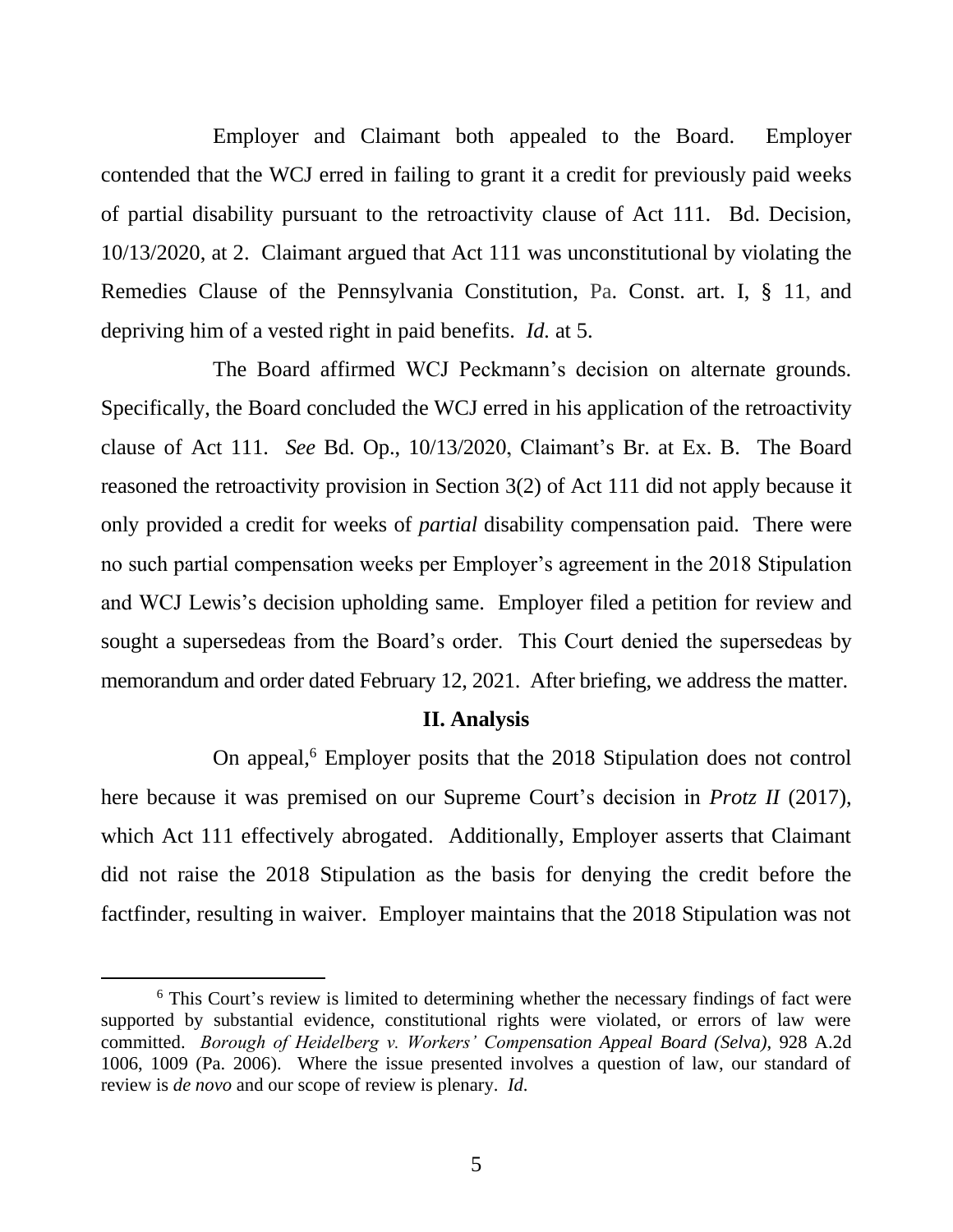Employer and Claimant both appealed to the Board. Employer contended that the WCJ erred in failing to grant it a credit for previously paid weeks of partial disability pursuant to the retroactivity clause of Act 111. Bd. Decision, 10/13/2020, at 2. Claimant argued that Act 111 was unconstitutional by violating the Remedies Clause of the Pennsylvania Constitution, Pa. Const. art. I, § 11, and depriving him of a vested right in paid benefits. *Id.* at 5.

The Board affirmed WCJ Peckmann's decision on alternate grounds. Specifically, the Board concluded the WCJ erred in his application of the retroactivity clause of Act 111. *See* Bd. Op., 10/13/2020, Claimant's Br. at Ex. B. The Board reasoned the retroactivity provision in Section 3(2) of Act 111 did not apply because it only provided a credit for weeks of *partial* disability compensation paid. There were no such partial compensation weeks per Employer's agreement in the 2018 Stipulation and WCJ Lewis's decision upholding same. Employer filed a petition for review and sought a supersedeas from the Board's order. This Court denied the supersedeas by memorandum and order dated February 12, 2021. After briefing, we address the matter.

## II. Analysis

On appeal,[6] Employer posits that the 2018 Stipulation does not control here because it was premised on our Supreme Court's decision in *Protz II* (2017), which Act 111 effectively abrogated. Additionally, Employer asserts that Claimant did not raise the 2018 Stipulation as the basis for denying the credit before the factfinder, resulting in waiver. Employer maintains that the 2018 Stipulation was not

[6] This Court's review is limited to determining whether the necessary findings of fact were supported by substantial evidence, constitutional rights were violated, or errors of law were committed. *Borough of Heidelberg v. Workers' Compensation Appeal Board (Selva)*, 928 A.2d 1006, 1009 (Pa. 2006). Where the issue presented involves a question of law, our standard of review is *de novo* and our scope of review is plenary. *Id.*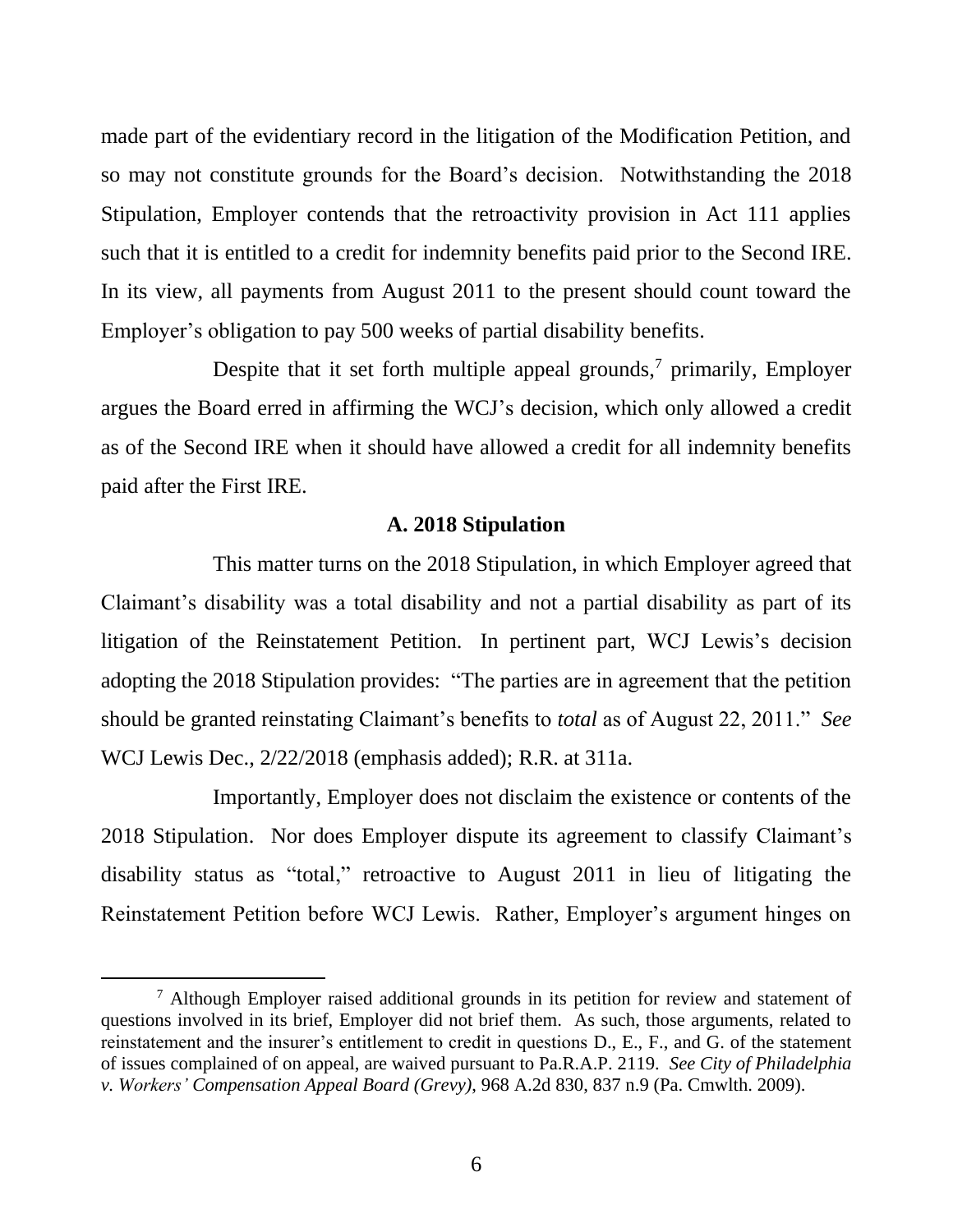made part of the evidentiary record in the litigation of the Modification Petition, and so may not constitute grounds for the Board's decision. Notwithstanding the 2018 Stipulation, Employer contends that the retroactivity provision in Act 111 applies such that it is entitled to a credit for indemnity benefits paid prior to the Second IRE. In its view, all payments from August 2011 to the present should count toward the Employer's obligation to pay 500 weeks of partial disability benefits.

Despite that it set forth multiple appeal grounds,[7] primarily, Employer argues the Board erred in affirming the WCJ's decision, which only allowed a credit as of the Second IRE when it should have allowed a credit for all indemnity benefits paid after the First IRE.

### A. 2018 Stipulation

This matter turns on the 2018 Stipulation, in which Employer agreed that Claimant's disability was a total disability and not a partial disability as part of its litigation of the Reinstatement Petition. In pertinent part, WCJ Lewis's decision adopting the 2018 Stipulation provides: "The parties are in agreement that the petition should be granted reinstating Claimant's benefits to *total* as of August 22, 2011." *See* WCJ Lewis Dec., 2/22/2018 (emphasis added); R.R. at 311a.

Importantly, Employer does not disclaim the existence or contents of the 2018 Stipulation. Nor does Employer dispute its agreement to classify Claimant's disability status as "total," retroactive to August 2011 in lieu of litigating the Reinstatement Petition before WCJ Lewis. Rather, Employer's argument hinges on

[7] Although Employer raised additional grounds in its petition for review and statement of questions involved in its brief, Employer did not brief them. As such, those arguments, related to reinstatement and the insurer's entitlement to credit in questions D., E., F., and G. of the statement of issues complained of on appeal, are waived pursuant to Pa.R.A.P. 2119. *See City of Philadelphia v. Workers' Compensation Appeal Board (Grevy)*, 968 A.2d 830, 837 n.9 (Pa. Cmwlth. 2009).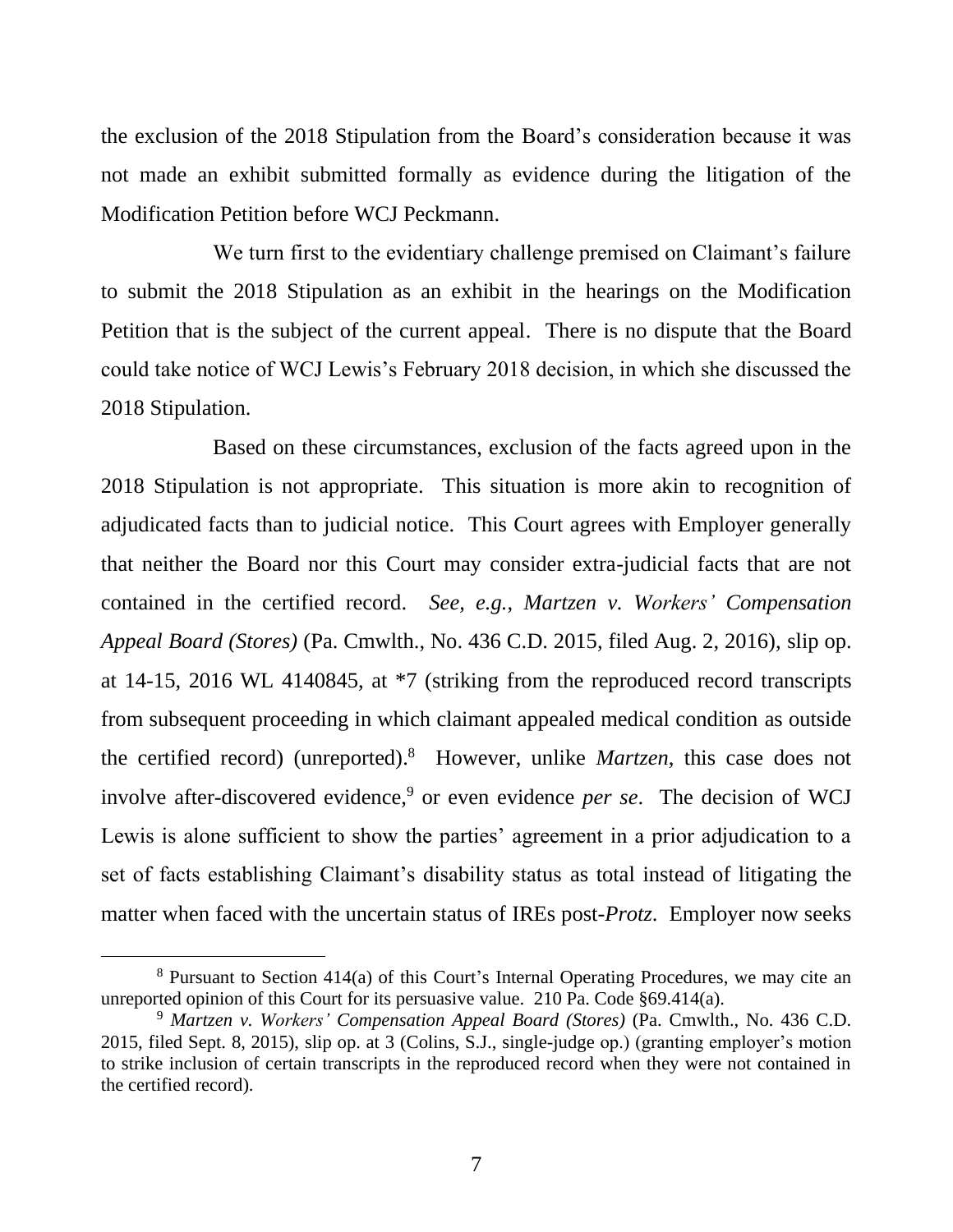the exclusion of the 2018 Stipulation from the Board's consideration because it was not made an exhibit submitted formally as evidence during the litigation of the Modification Petition before WCJ Peckmann.

We turn first to the evidentiary challenge premised on Claimant's failure to submit the 2018 Stipulation as an exhibit in the hearings on the Modification Petition that is the subject of the current appeal. There is no dispute that the Board could take notice of WCJ Lewis's February 2018 decision, in which she discussed the 2018 Stipulation.

Based on these circumstances, exclusion of the facts agreed upon in the 2018 Stipulation is not appropriate. This situation is more akin to recognition of adjudicated facts than to judicial notice. This Court agrees with Employer generally that neither the Board nor this Court may consider extra-judicial facts that are not contained in the certified record. *See, e.g.*, *Martzen v. Workers' Compensation Appeal Board (Stores)* (Pa. Cmwlth., No. 436 C.D. 2015, filed Aug. 2, 2016), slip op. at 14-15, 2016 WL 4140845, at *7 (striking from the reproduced record transcripts from subsequent proceeding in which claimant appealed medical condition as outside the certified record) (unreported).[8] However, unlike *Martzen*, this case does not involve after-discovered evidence,[9] or even evidence *per se*. The decision of WCJ Lewis is alone sufficient to show the parties' agreement in a prior adjudication to a set of facts establishing Claimant's disability status as total instead of litigating the matter when faced with the uncertain status of IREs post-*Protz*. Employer now seeks

---

[8] Pursuant to Section 414(a) of this Court's Internal Operating Procedures, we may cite an unreported opinion of this Court for its persuasive value. 210 Pa. Code §69.414(a).

[9] *Martzen v. Workers' Compensation Appeal Board (Stores)* (Pa. Cmwlth., No. 436 C.D. 2015, filed Sept. 8, 2015), slip op. at 3 (Colins, S.J., single-judge op.) (granting employer's motion to strike inclusion of certain transcripts in the reproduced record when they were not contained in the certified record).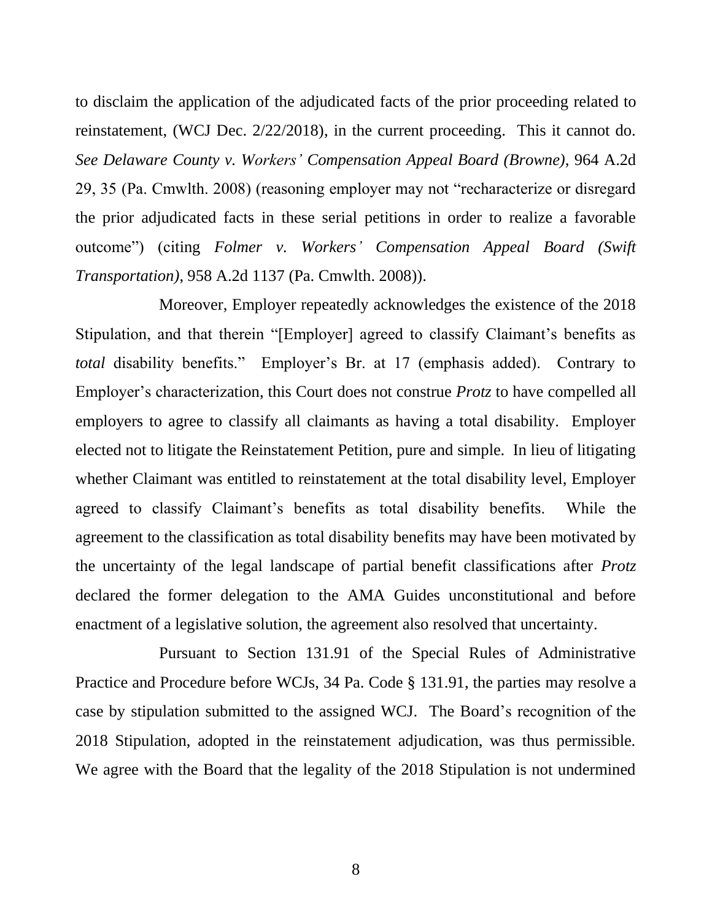to disclaim the application of the adjudicated facts of the prior proceeding related to reinstatement, (WCJ Dec. 2/22/2018), in the current proceeding. This it cannot do. *See Delaware County v. Workers' Compensation Appeal Board (Browne)*, 964 A.2d 29, 35 (Pa. Cmwlth. 2008) (reasoning employer may not "recharacterize or disregard the prior adjudicated facts in these serial petitions in order to realize a favorable outcome") (citing *Folmer v. Workers' Compensation Appeal Board (Swift Transportation)*, 958 A.2d 1137 (Pa. Cmwlth. 2008)).

Moreover, Employer repeatedly acknowledges the existence of the 2018 Stipulation, and that therein "[Employer] agreed to classify Claimant's benefits as *total* disability benefits." Employer's Br. at 17 (emphasis added). Contrary to Employer's characterization, this Court does not construe *Protz* to have compelled all employers to agree to classify all claimants as having a total disability. Employer elected not to litigate the Reinstatement Petition, pure and simple. In lieu of litigating whether Claimant was entitled to reinstatement at the total disability level, Employer agreed to classify Claimant's benefits as total disability benefits. While the agreement to the classification as total disability benefits may have been motivated by the uncertainty of the legal landscape of partial benefit classifications after *Protz* declared the former delegation to the AMA Guides unconstitutional and before enactment of a legislative solution, the agreement also resolved that uncertainty.

Pursuant to Section 131.91 of the Special Rules of Administrative Practice and Procedure before WCJs, 34 Pa. Code § 131.91, the parties may resolve a case by stipulation submitted to the assigned WCJ. The Board's recognition of the 2018 Stipulation, adopted in the reinstatement adjudication, was thus permissible. We agree with the Board that the legality of the 2018 Stipulation is not undermined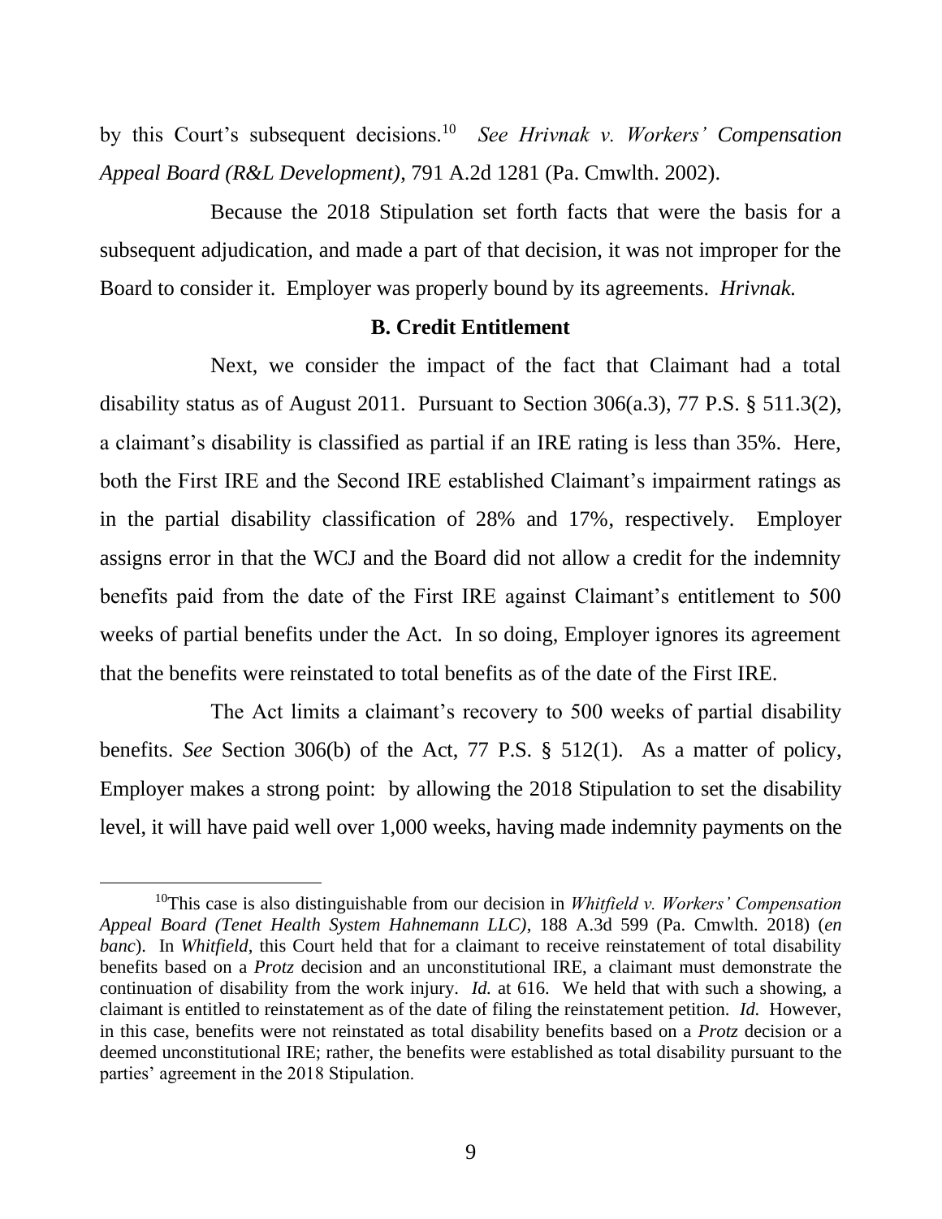by this Court's subsequent decisions.[10] *See Hrivnak v. Workers' Compensation Appeal Board (R&L Development)*, 791 A.2d 1281 (Pa. Cmwlth. 2002).

Because the 2018 Stipulation set forth facts that were the basis for a subsequent adjudication, and made a part of that decision, it was not improper for the Board to consider it. Employer was properly bound by its agreements. *Hrivnak.*

### B. Credit Entitlement

Next, we consider the impact of the fact that Claimant had a total disability status as of August 2011. Pursuant to Section 306(a.3), 77 P.S. § 511.3(2), a claimant's disability is classified as partial if an IRE rating is less than 35%. Here, both the First IRE and the Second IRE established Claimant's impairment ratings as in the partial disability classification of 28% and 17%, respectively. Employer assigns error in that the WCJ and the Board did not allow a credit for the indemnity benefits paid from the date of the First IRE against Claimant's entitlement to 500 weeks of partial benefits under the Act. In so doing, Employer ignores its agreement that the benefits were reinstated to total benefits as of the date of the First IRE.

The Act limits a claimant's recovery to 500 weeks of partial disability benefits. *See* Section 306(b) of the Act, 77 P.S. § 512(1). As a matter of policy, Employer makes a strong point: by allowing the 2018 Stipulation to set the disability level, it will have paid well over 1,000 weeks, having made indemnity payments on the

[10]This case is also distinguishable from our decision in *Whitfield v. Workers' Compensation Appeal Board (Tenet Health System Hahnemann LLC)*, 188 A.3d 599 (Pa. Cmwlth. 2018) (*en banc*). In *Whitfield*, this Court held that for a claimant to receive reinstatement of total disability benefits based on a *Protz* decision and an unconstitutional IRE, a claimant must demonstrate the continuation of disability from the work injury. *Id.* at 616. We held that with such a showing, a claimant is entitled to reinstatement as of the date of filing the reinstatement petition. *Id.* However, in this case, benefits were not reinstated as total disability benefits based on a *Protz* decision or a deemed unconstitutional IRE; rather, the benefits were established as total disability pursuant to the parties' agreement in the 2018 Stipulation.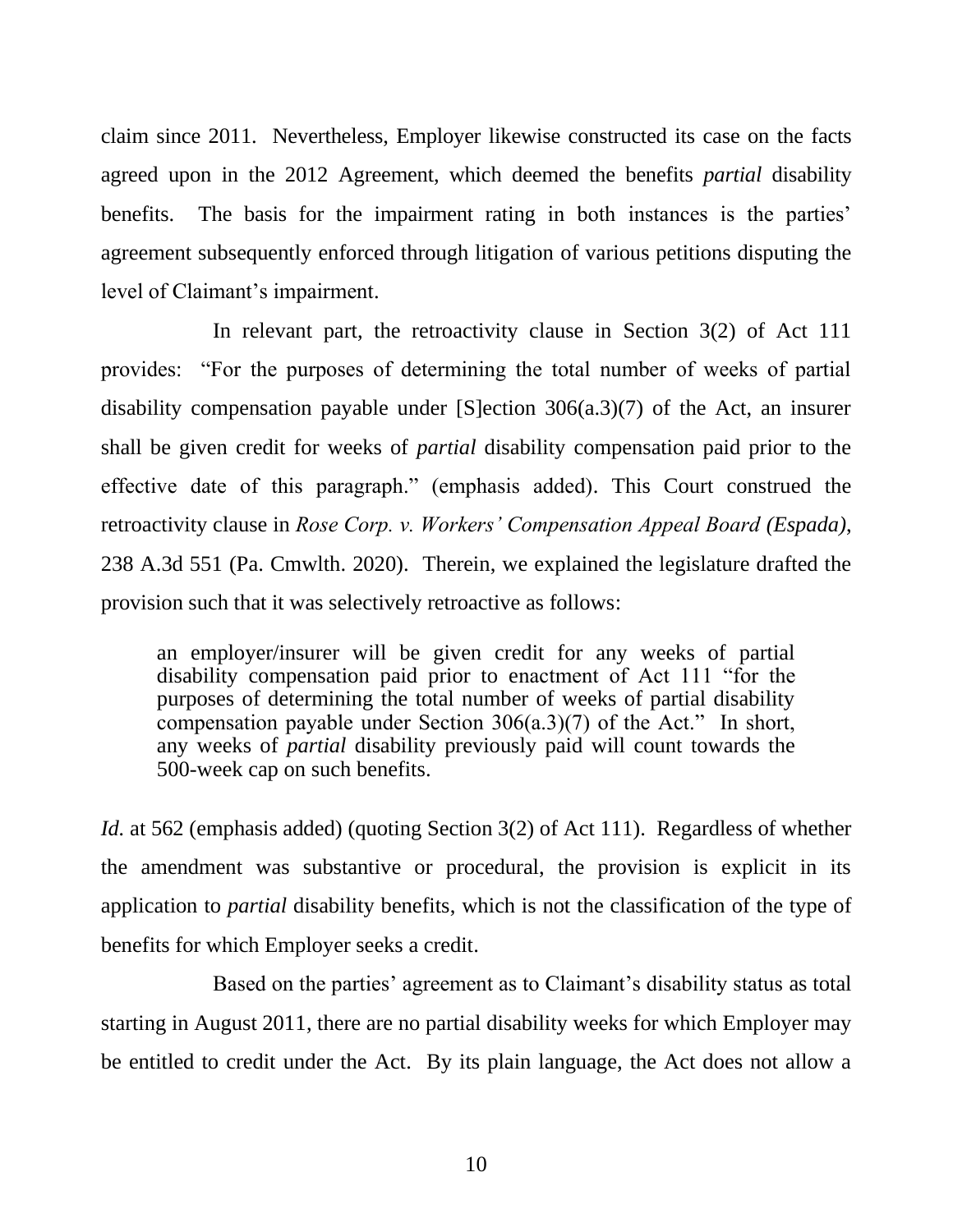claim since 2011. Nevertheless, Employer likewise constructed its case on the facts agreed upon in the 2012 Agreement, which deemed the benefits *partial* disability benefits. The basis for the impairment rating in both instances is the parties' agreement subsequently enforced through litigation of various petitions disputing the level of Claimant's impairment.

In relevant part, the retroactivity clause in Section 3(2) of Act 111 provides: "For the purposes of determining the total number of weeks of partial disability compensation payable under [S]ection 306(a.3)(7) of the Act, an insurer shall be given credit for weeks of *partial* disability compensation paid prior to the effective date of this paragraph." (emphasis added). This Court construed the retroactivity clause in *Rose Corp. v. Workers' Compensation Appeal Board (Espada)*, 238 A.3d 551 (Pa. Cmwlth. 2020). Therein, we explained the legislature drafted the provision such that it was selectively retroactive as follows:

> an employer/insurer will be given credit for any weeks of partial disability compensation paid prior to enactment of Act 111 "for the purposes of determining the total number of weeks of partial disability compensation payable under Section 306(a.3)(7) of the Act." In short, any weeks of *partial* disability previously paid will count towards the 500-week cap on such benefits.

*Id.* at 562 (emphasis added) (quoting Section 3(2) of Act 111). Regardless of whether the amendment was substantive or procedural, the provision is explicit in its application to *partial* disability benefits, which is not the classification of the type of benefits for which Employer seeks a credit.

Based on the parties' agreement as to Claimant's disability status as total starting in August 2011, there are no partial disability weeks for which Employer may be entitled to credit under the Act. By its plain language, the Act does not allow a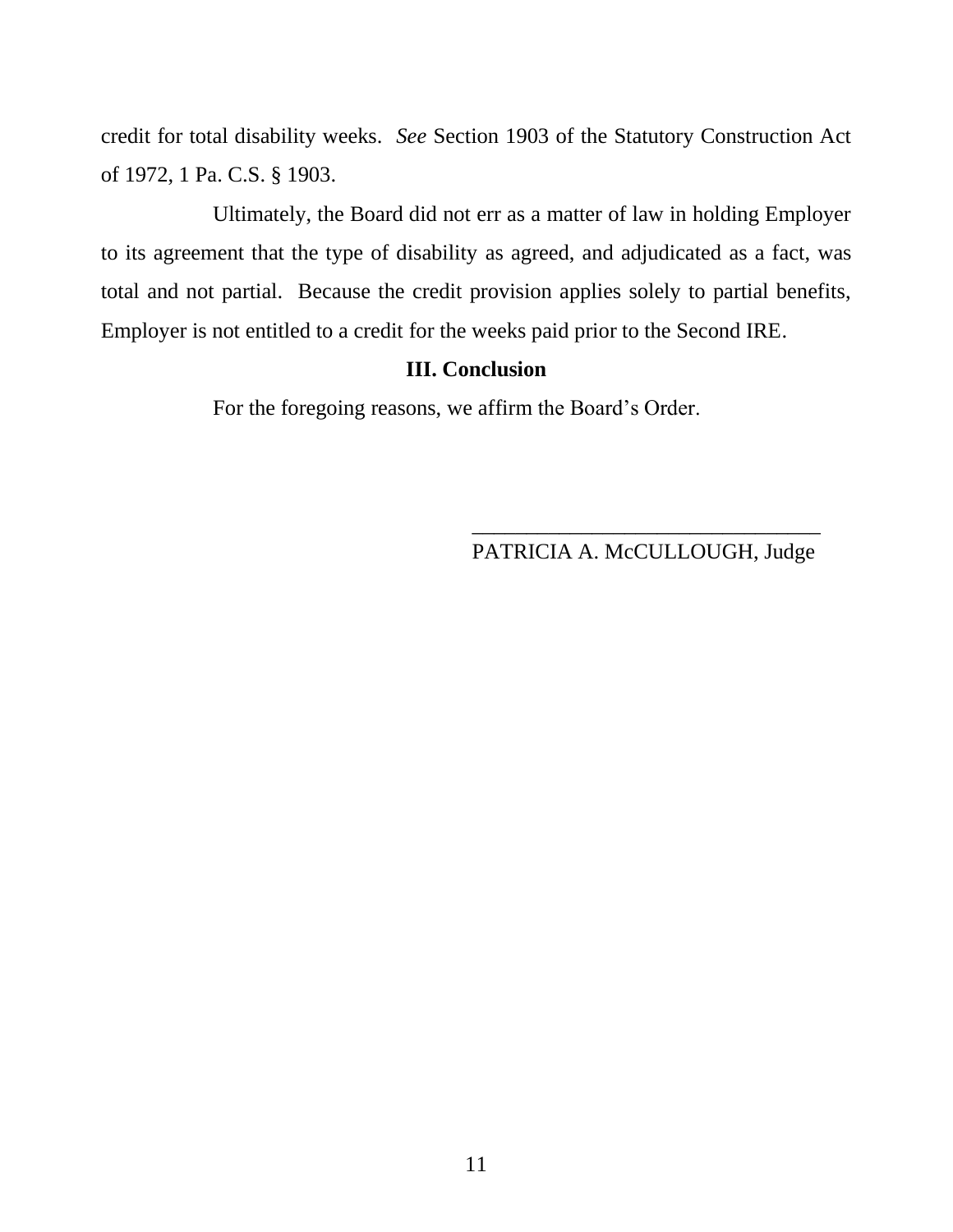credit for total disability weeks. *See* Section 1903 of the Statutory Construction Act of 1972, 1 Pa. C.S. § 1903.

Ultimately, the Board did not err as a matter of law in holding Employer to its agreement that the type of disability as agreed, and adjudicated as a fact, was total and not partial. Because the credit provision applies solely to partial benefits, Employer is not entitled to a credit for the weeks paid prior to the Second IRE.

### III. Conclusion

For the foregoing reasons, we affirm the Board's Order.

________________________________
PATRICIA A. McCULLOUGH, Judge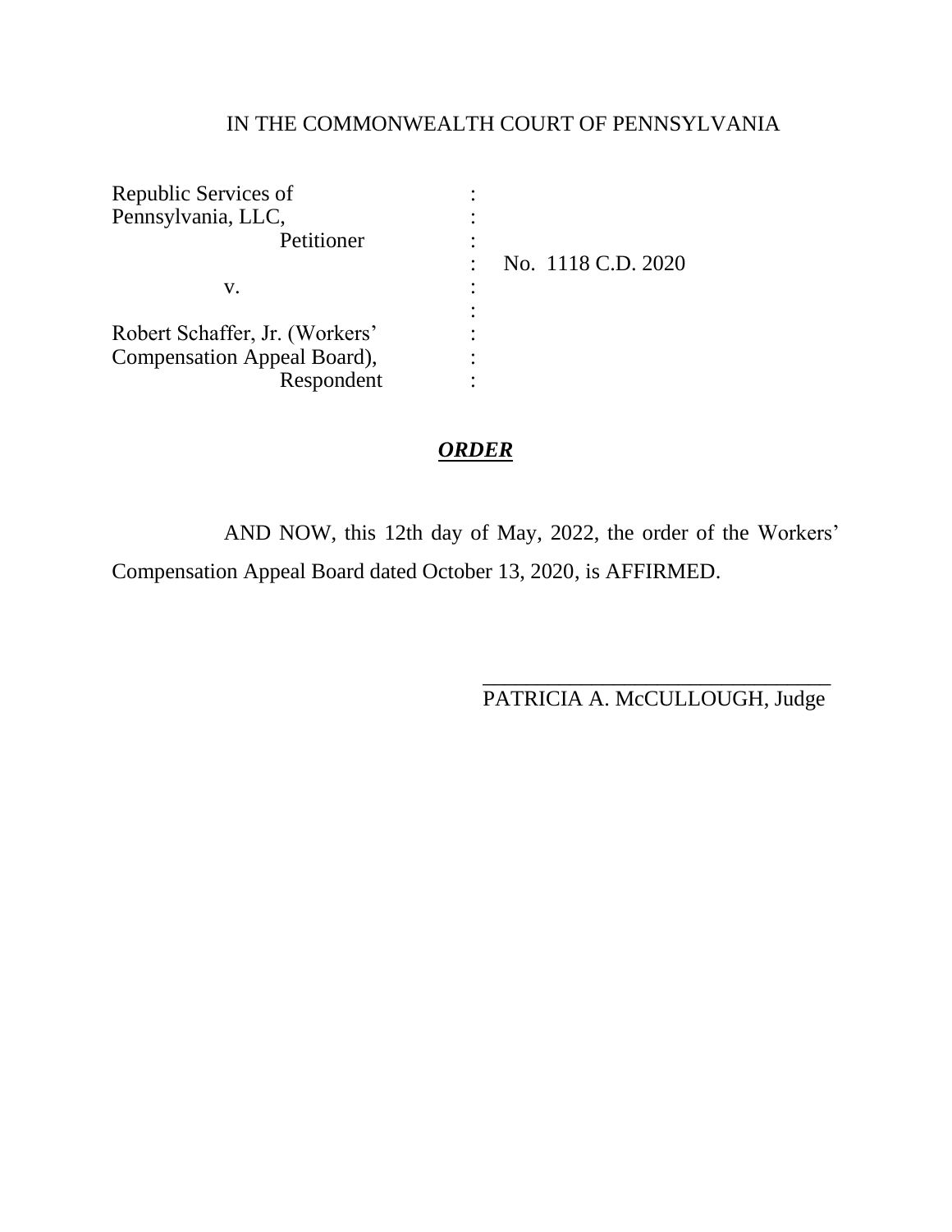IN THE COMMONWEALTH COURT OF PENNSYLVANIA

| | | |
|---|---|---|
| Republic Services of Pennsylvania, LLC, Petitioner | : | |
| v. | : | No. 1118 C.D. 2020 |
| Robert Schaffer, Jr. (Workers' Compensation Appeal Board), Respondent | : | |

## ***ORDER***

AND NOW, this 12th day of May, 2022, the order of the Workers' Compensation Appeal Board dated October 13, 2020, is AFFIRMED.

\_\_\_\_\_\_\_\_\_\_\_\_\_\_\_\_\_\_\_\_\_\_\_\_\_\_\_\_\_\_\_\_

PATRICIA A. McCULLOUGH, Judge